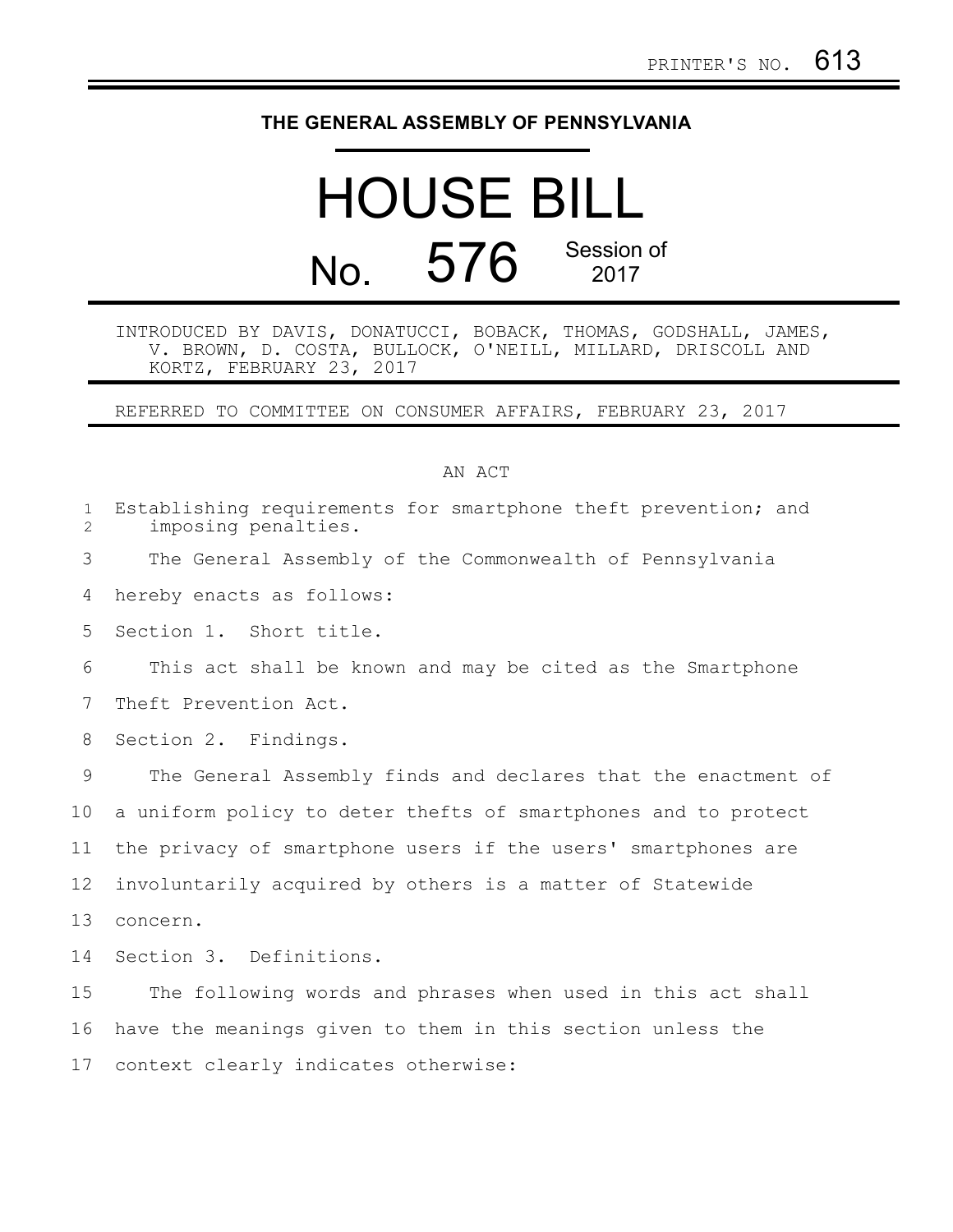PRINTER'S NO. 613

# THE GENERAL ASSEMBLY OF PENNSYLVANIA

# HOUSE BILL

## No. 576 Session of 2017

INTRODUCED BY DAVIS, DONATUCCI, BOBACK, THOMAS, GODSHALL, JAMES, V. BROWN, D. COSTA, BULLOCK, O'NEILL, MILLARD, DRISCOLL AND KORTZ, FEBRUARY 23, 2017

REFERRED TO COMMITTEE ON CONSUMER AFFAIRS, FEBRUARY 23, 2017

AN ACT

Establishing requirements for smartphone theft prevention; and imposing penalties.

The General Assembly of the Commonwealth of Pennsylvania hereby enacts as follows:

Section 1. Short title.

This act shall be known and may be cited as the Smartphone Theft Prevention Act.

Section 2. Findings.

The General Assembly finds and declares that the enactment of a uniform policy to deter thefts of smartphones and to protect the privacy of smartphone users if the users' smartphones are involuntarily acquired by others is a matter of Statewide concern.

Section 3. Definitions.

The following words and phrases when used in this act shall have the meanings given to them in this section unless the context clearly indicates otherwise: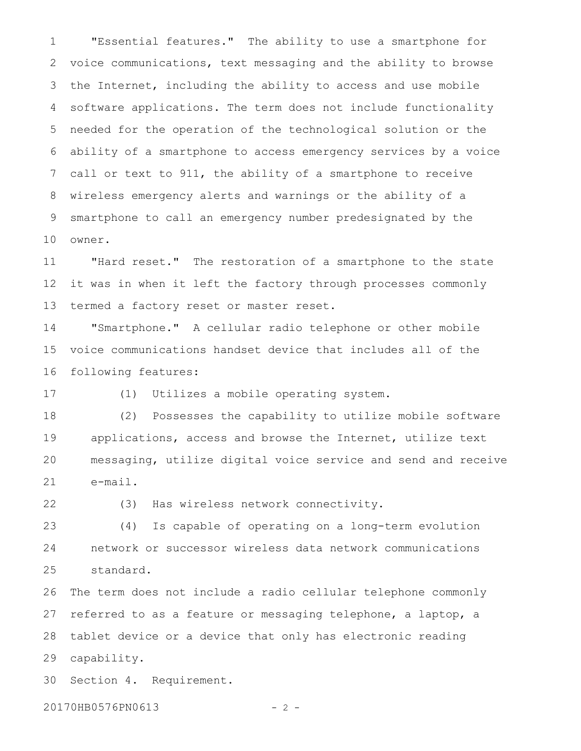"Essential features." The ability to use a smartphone for voice communications, text messaging and the ability to browse the Internet, including the ability to access and use mobile software applications. The term does not include functionality needed for the operation of the technological solution or the ability of a smartphone to access emergency services by a voice call or text to 911, the ability of a smartphone to receive wireless emergency alerts and warnings or the ability of a smartphone to call an emergency number predesignated by the owner.

"Hard reset." The restoration of a smartphone to the state it was in when it left the factory through processes commonly termed a factory reset or master reset.

"Smartphone." A cellular radio telephone or other mobile voice communications handset device that includes all of the following features:

(1) Utilizes a mobile operating system.

(2) Possesses the capability to utilize mobile software applications, access and browse the Internet, utilize text messaging, utilize digital voice service and send and receive e-mail.

(3) Has wireless network connectivity.

(4) Is capable of operating on a long-term evolution network or successor wireless data network communications standard.

The term does not include a radio cellular telephone commonly referred to as a feature or messaging telephone, a laptop, a tablet device or a device that only has electronic reading capability.

Section 4. Requirement.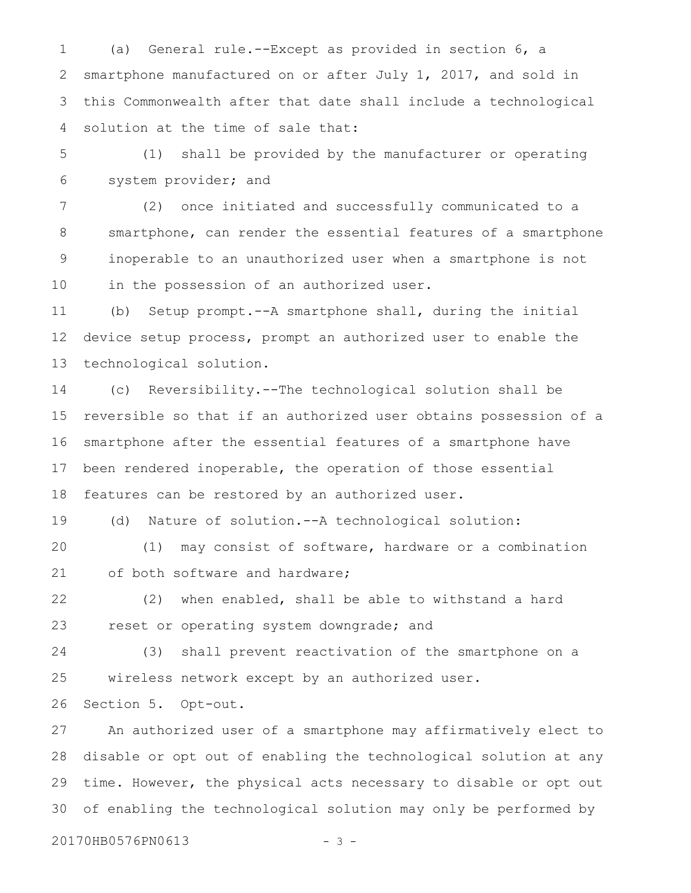(a) General rule.--Except as provided in section 6, a smartphone manufactured on or after July 1, 2017, and sold in this Commonwealth after that date shall include a technological solution at the time of sale that:

(1) shall be provided by the manufacturer or operating system provider; and

(2) once initiated and successfully communicated to a smartphone, can render the essential features of a smartphone inoperable to an unauthorized user when a smartphone is not in the possession of an authorized user.

(b) Setup prompt.--A smartphone shall, during the initial device setup process, prompt an authorized user to enable the technological solution.

(c) Reversibility.--The technological solution shall be reversible so that if an authorized user obtains possession of a smartphone after the essential features of a smartphone have been rendered inoperable, the operation of those essential features can be restored by an authorized user.

(d) Nature of solution.--A technological solution:

(1) may consist of software, hardware or a combination of both software and hardware;

(2) when enabled, shall be able to withstand a hard reset or operating system downgrade; and

(3) shall prevent reactivation of the smartphone on a wireless network except by an authorized user.

Section 5. Opt-out.

An authorized user of a smartphone may affirmatively elect to disable or opt out of enabling the technological solution at any time. However, the physical acts necessary to disable or opt out of enabling the technological solution may only be performed by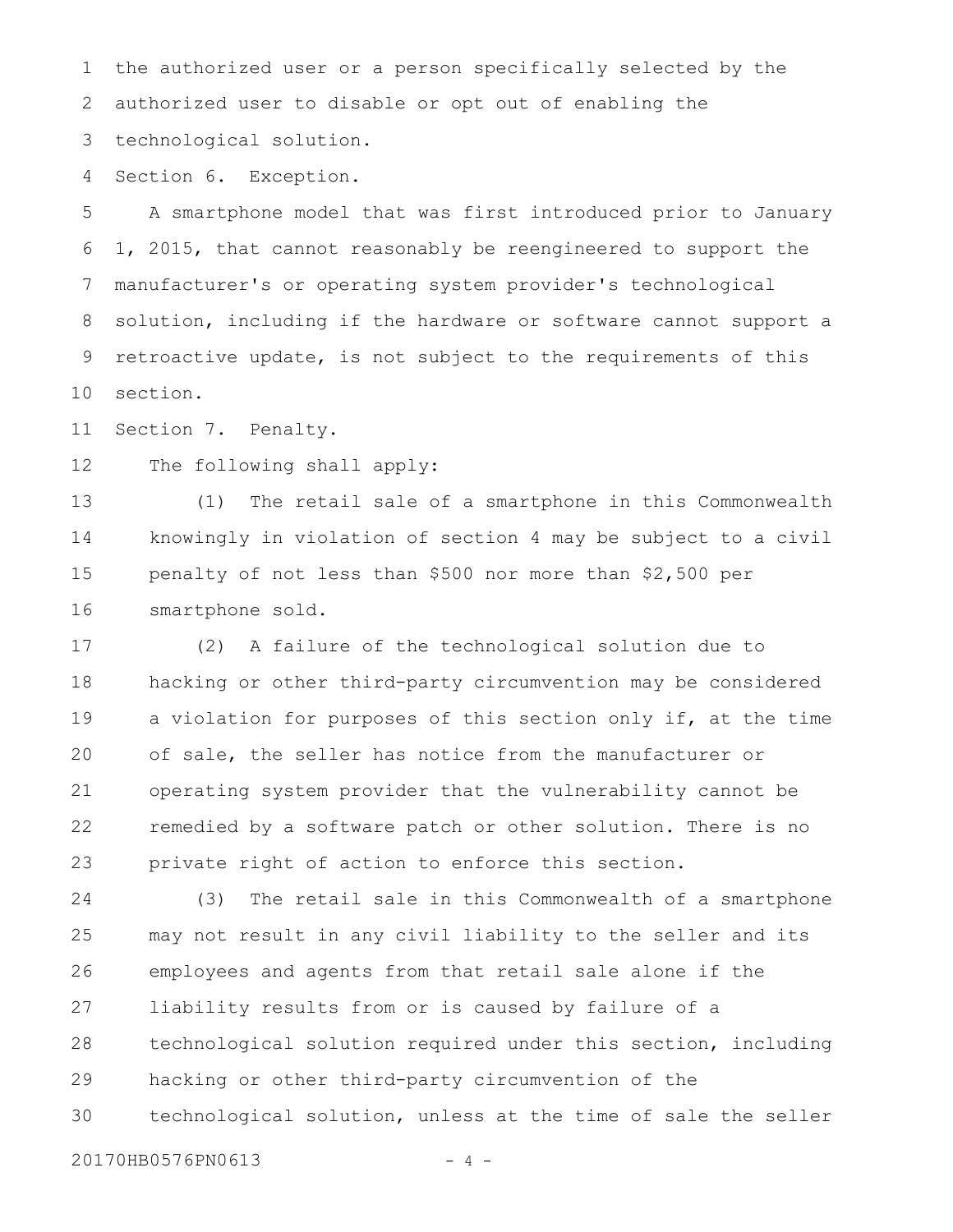the authorized user or a person specifically selected by the authorized user to disable or opt out of enabling the technological solution.

Section 6. Exception.

A smartphone model that was first introduced prior to January 1, 2015, that cannot reasonably be reengineered to support the manufacturer's or operating system provider's technological solution, including if the hardware or software cannot support a retroactive update, is not subject to the requirements of this section.

Section 7. Penalty.

The following shall apply:

(1) The retail sale of a smartphone in this Commonwealth knowingly in violation of section 4 may be subject to a civil penalty of not less than $500 nor more than $2,500 per smartphone sold.

(2) A failure of the technological solution due to hacking or other third-party circumvention may be considered a violation for purposes of this section only if, at the time of sale, the seller has notice from the manufacturer or operating system provider that the vulnerability cannot be remedied by a software patch or other solution. There is no private right of action to enforce this section.

(3) The retail sale in this Commonwealth of a smartphone may not result in any civil liability to the seller and its employees and agents from that retail sale alone if the liability results from or is caused by failure of a technological solution required under this section, including hacking or other third-party circumvention of the technological solution, unless at the time of sale the seller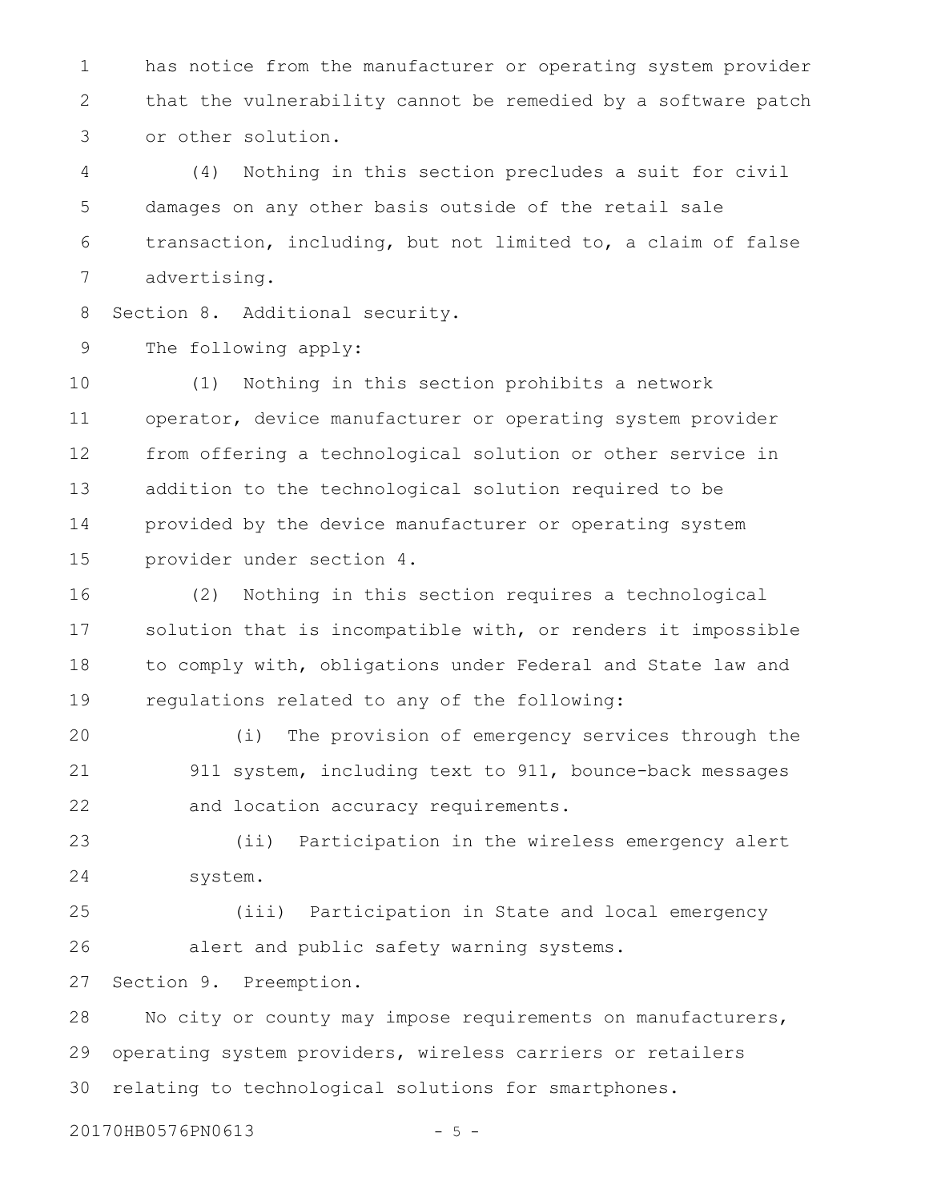has notice from the manufacturer or operating system provider that the vulnerability cannot be remedied by a software patch or other solution.

(4) Nothing in this section precludes a suit for civil damages on any other basis outside of the retail sale transaction, including, but not limited to, a claim of false advertising.

Section 8. Additional security.

The following apply:

(1) Nothing in this section prohibits a network operator, device manufacturer or operating system provider from offering a technological solution or other service in addition to the technological solution required to be provided by the device manufacturer or operating system provider under section 4.

(2) Nothing in this section requires a technological solution that is incompatible with, or renders it impossible to comply with, obligations under Federal and State law and regulations related to any of the following:

(i) The provision of emergency services through the 911 system, including text to 911, bounce-back messages and location accuracy requirements.

(ii) Participation in the wireless emergency alert system.

(iii) Participation in State and local emergency alert and public safety warning systems.

Section 9. Preemption.

No city or county may impose requirements on manufacturers, operating system providers, wireless carriers or retailers relating to technological solutions for smartphones.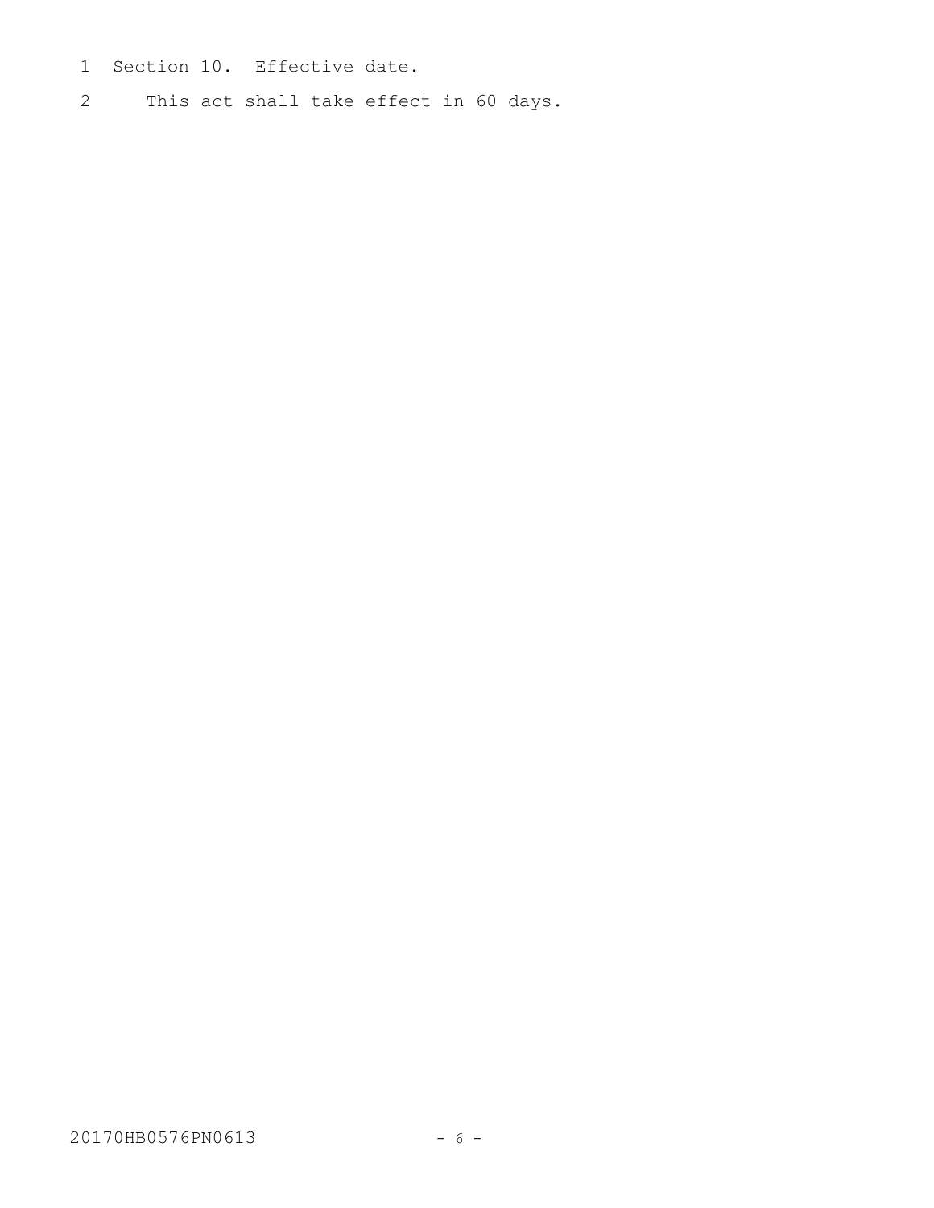Section 10. Effective date.

This act shall take effect in 60 days.